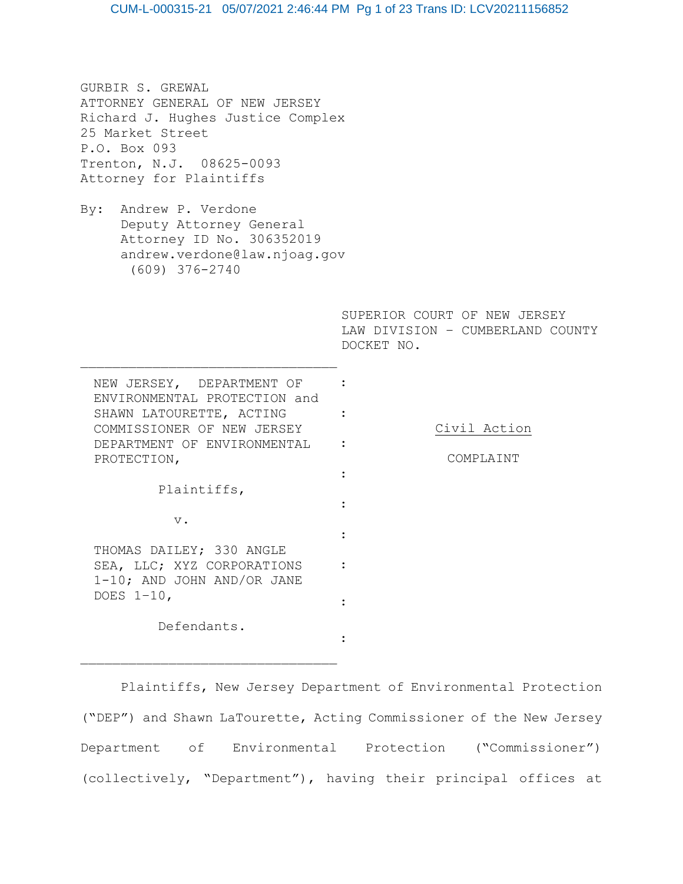GURBIR S. GREWAL
ATTORNEY GENERAL OF NEW JERSEY
Richard J. Hughes Justice Complex
25 Market Street
P.O. Box 093
Trenton, N.J. 08625-0093
Attorney for Plaintiffs

By: Andrew P. Verdone
Deputy Attorney General
Attorney ID No. 306352019
andrew.verdone@law.njoag.gov
(609) 376-2740

SUPERIOR COURT OF NEW JERSEY
LAW DIVISION – CUMBERLAND COUNTY
DOCKET NO.

NEW JERSEY, DEPARTMENT OF ENVIRONMENTAL PROTECTION and SHAWN LATOURETTE, ACTING COMMISSIONER OF NEW JERSEY DEPARTMENT OF ENVIRONMENTAL PROTECTION,

Plaintiffs,

v.

THOMAS DAILEY; 330 ANGLE SEA, LLC; XYZ CORPORATIONS 1-10; AND JOHN AND/OR JANE DOES 1-10,

Defendants.

Civil Action

COMPLAINT

Plaintiffs, New Jersey Department of Environmental Protection ("DEP") and Shawn LaTourette, Acting Commissioner of the New Jersey Department of Environmental Protection ("Commissioner") (collectively, "Department"), having their principal offices at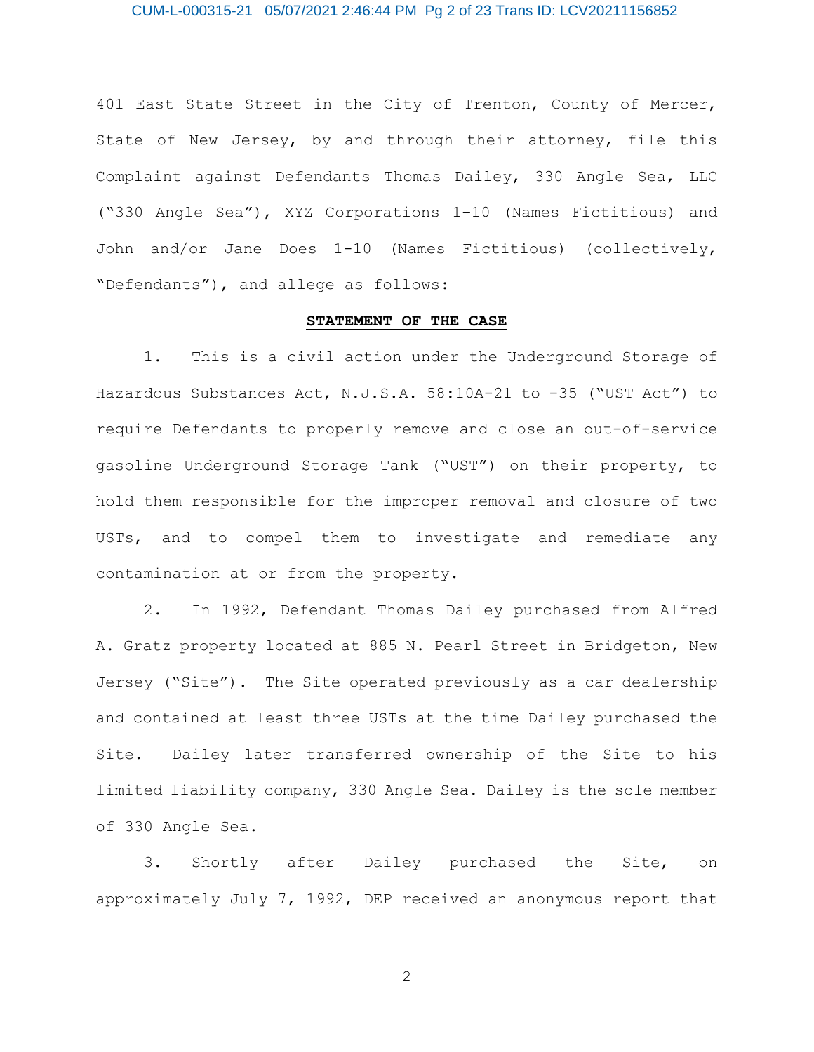401 East State Street in the City of Trenton, County of Mercer, State of New Jersey, by and through their attorney, file this Complaint against Defendants Thomas Dailey, 330 Angle Sea, LLC ("330 Angle Sea"), XYZ Corporations 1-10 (Names Fictitious) and John and/or Jane Does 1-10 (Names Fictitious) (collectively, "Defendants"), and allege as follows:

**STATEMENT OF THE CASE**

1. This is a civil action under the Underground Storage of Hazardous Substances Act, N.J.S.A. 58:10A-21 to -35 ("UST Act") to require Defendants to properly remove and close an out-of-service gasoline Underground Storage Tank ("UST") on their property, to hold them responsible for the improper removal and closure of two USTs, and to compel them to investigate and remediate any contamination at or from the property.

2. In 1992, Defendant Thomas Dailey purchased from Alfred A. Gratz property located at 885 N. Pearl Street in Bridgeton, New Jersey ("Site"). The Site operated previously as a car dealership and contained at least three USTs at the time Dailey purchased the Site. Dailey later transferred ownership of the Site to his limited liability company, 330 Angle Sea. Dailey is the sole member of 330 Angle Sea.

3. Shortly after Dailey purchased the Site, on approximately July 7, 1992, DEP received an anonymous report that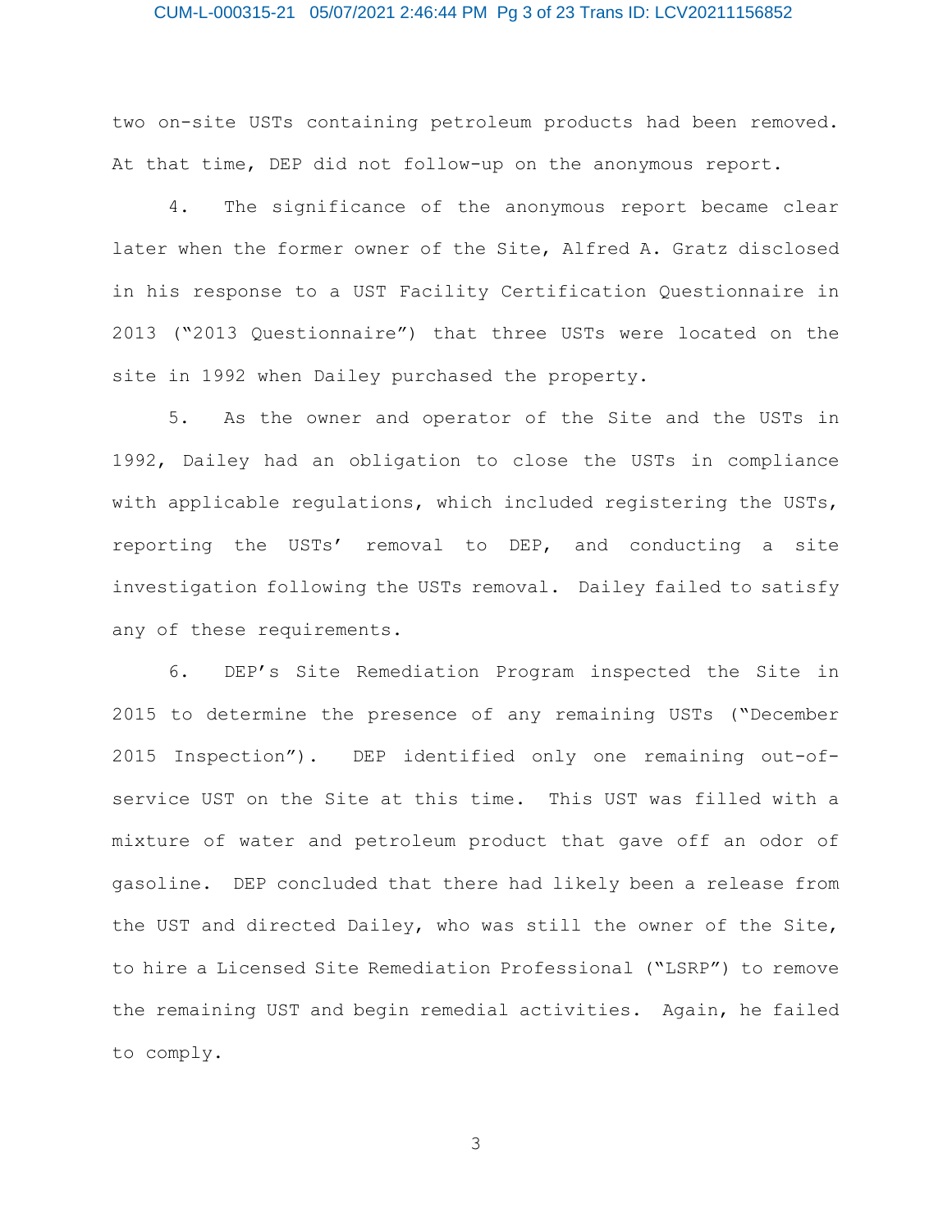two on-site USTs containing petroleum products had been removed. At that time, DEP did not follow-up on the anonymous report.

4. The significance of the anonymous report became clear later when the former owner of the Site, Alfred A. Gratz disclosed in his response to a UST Facility Certification Questionnaire in 2013 ("2013 Questionnaire") that three USTs were located on the site in 1992 when Dailey purchased the property.

5. As the owner and operator of the Site and the USTs in 1992, Dailey had an obligation to close the USTs in compliance with applicable regulations, which included registering the USTs, reporting the USTs' removal to DEP, and conducting a site investigation following the USTs removal. Dailey failed to satisfy any of these requirements.

6. DEP's Site Remediation Program inspected the Site in 2015 to determine the presence of any remaining USTs ("December 2015 Inspection"). DEP identified only one remaining out-of-service UST on the Site at this time. This UST was filled with a mixture of water and petroleum product that gave off an odor of gasoline. DEP concluded that there had likely been a release from the UST and directed Dailey, who was still the owner of the Site, to hire a Licensed Site Remediation Professional ("LSRP") to remove the remaining UST and begin remedial activities. Again, he failed to comply.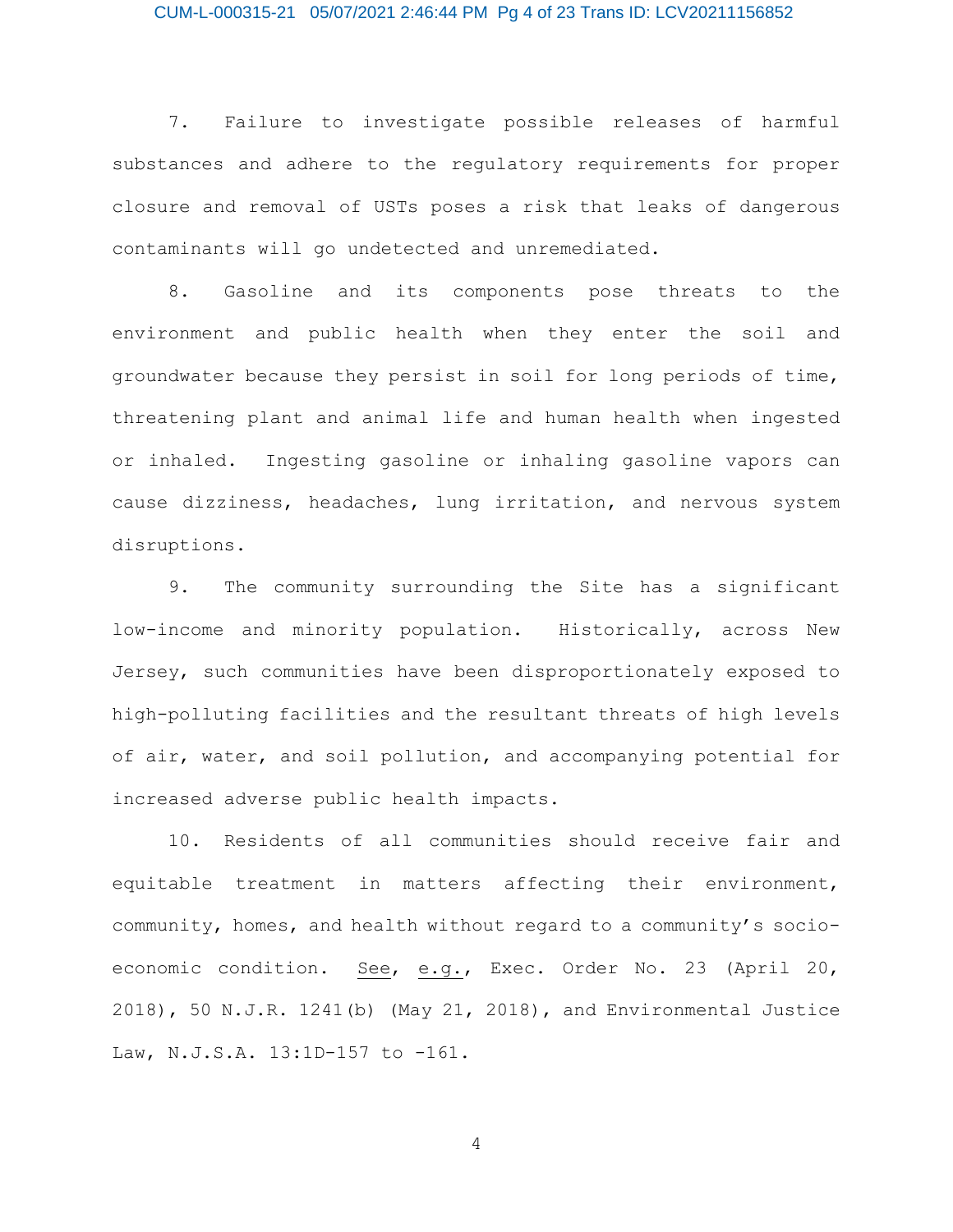7. Failure to investigate possible releases of harmful substances and adhere to the regulatory requirements for proper closure and removal of USTs poses a risk that leaks of dangerous contaminants will go undetected and unremediated.

8. Gasoline and its components pose threats to the environment and public health when they enter the soil and groundwater because they persist in soil for long periods of time, threatening plant and animal life and human health when ingested or inhaled. Ingesting gasoline or inhaling gasoline vapors can cause dizziness, headaches, lung irritation, and nervous system disruptions.

9. The community surrounding the Site has a significant low-income and minority population. Historically, across New Jersey, such communities have been disproportionately exposed to high-polluting facilities and the resultant threats of high levels of air, water, and soil pollution, and accompanying potential for increased adverse public health impacts.

10. Residents of all communities should receive fair and equitable treatment in matters affecting their environment, community, homes, and health without regard to a community's socio-economic condition. See, e.g., Exec. Order No. 23 (April 20, 2018), 50 N.J.R. 1241(b) (May 21, 2018), and Environmental Justice Law, N.J.S.A. 13:1D-157 to -161.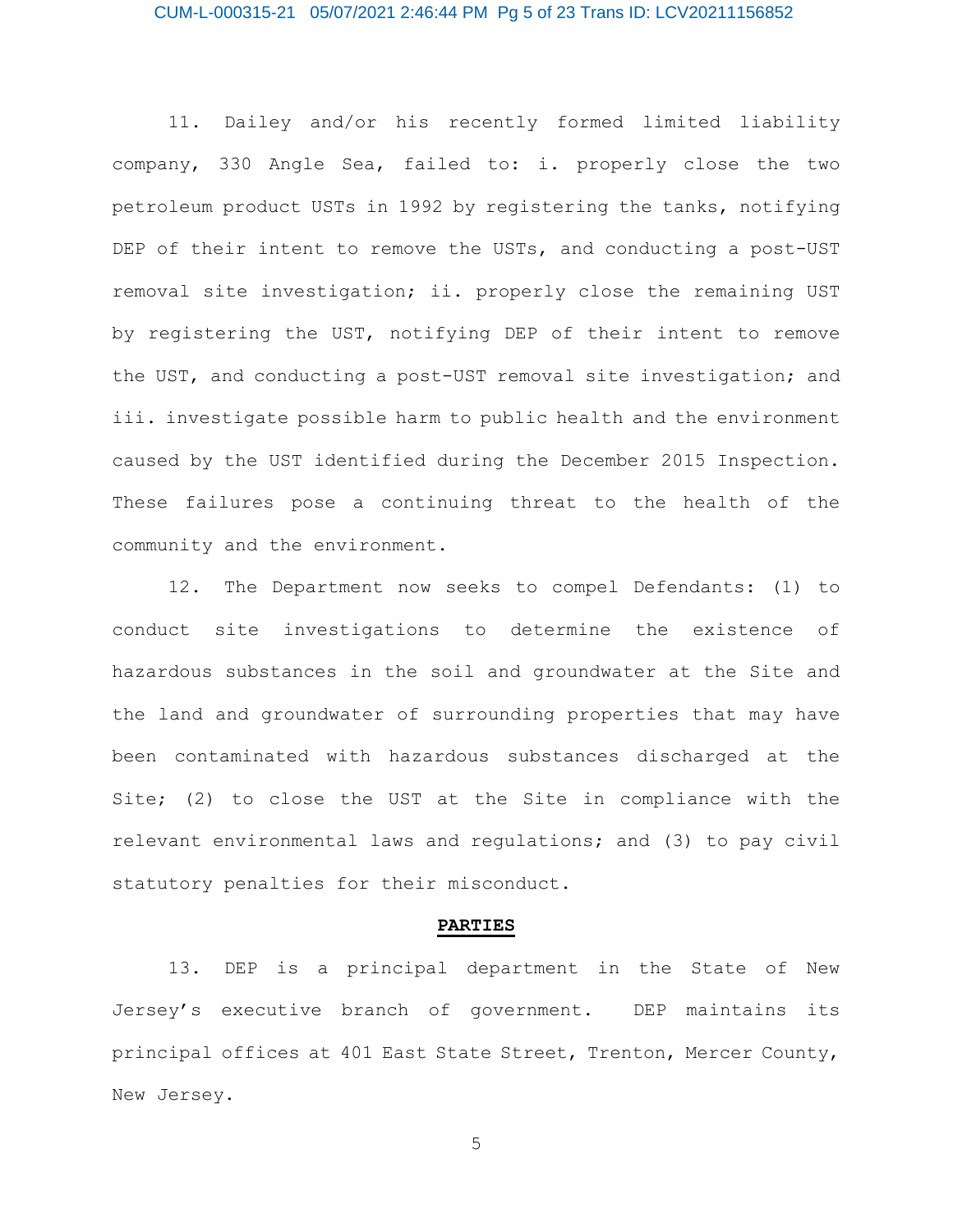11. Dailey and/or his recently formed limited liability company, 330 Angle Sea, failed to: i. properly close the two petroleum product USTs in 1992 by registering the tanks, notifying DEP of their intent to remove the USTs, and conducting a post-UST removal site investigation; ii. properly close the remaining UST by registering the UST, notifying DEP of their intent to remove the UST, and conducting a post-UST removal site investigation; and iii. investigate possible harm to public health and the environment caused by the UST identified during the December 2015 Inspection. These failures pose a continuing threat to the health of the community and the environment.

12. The Department now seeks to compel Defendants: (1) to conduct site investigations to determine the existence of hazardous substances in the soil and groundwater at the Site and the land and groundwater of surrounding properties that may have been contaminated with hazardous substances discharged at the Site; (2) to close the UST at the Site in compliance with the relevant environmental laws and regulations; and (3) to pay civil statutory penalties for their misconduct.

## PARTIES

13. DEP is a principal department in the State of New Jersey's executive branch of government. DEP maintains its principal offices at 401 East State Street, Trenton, Mercer County, New Jersey.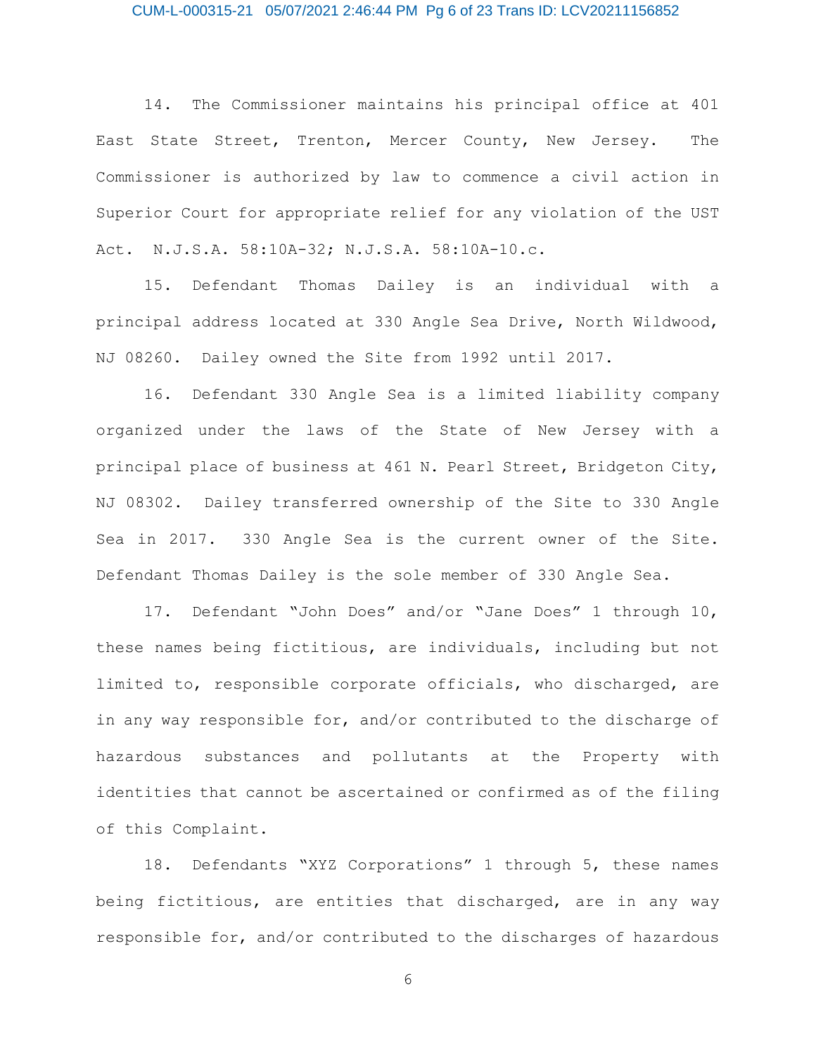14. The Commissioner maintains his principal office at 401 East State Street, Trenton, Mercer County, New Jersey. The Commissioner is authorized by law to commence a civil action in Superior Court for appropriate relief for any violation of the UST Act. N.J.S.A. 58:10A-32; N.J.S.A. 58:10A-10.c.

15. Defendant Thomas Dailey is an individual with a principal address located at 330 Angle Sea Drive, North Wildwood, NJ 08260. Dailey owned the Site from 1992 until 2017.

16. Defendant 330 Angle Sea is a limited liability company organized under the laws of the State of New Jersey with a principal place of business at 461 N. Pearl Street, Bridgeton City, NJ 08302. Dailey transferred ownership of the Site to 330 Angle Sea in 2017. 330 Angle Sea is the current owner of the Site. Defendant Thomas Dailey is the sole member of 330 Angle Sea.

17. Defendant "John Does" and/or "Jane Does" 1 through 10, these names being fictitious, are individuals, including but not limited to, responsible corporate officials, who discharged, are in any way responsible for, and/or contributed to the discharge of hazardous substances and pollutants at the Property with identities that cannot be ascertained or confirmed as of the filing of this Complaint.

18. Defendants "XYZ Corporations" 1 through 5, these names being fictitious, are entities that discharged, are in any way responsible for, and/or contributed to the discharges of hazardous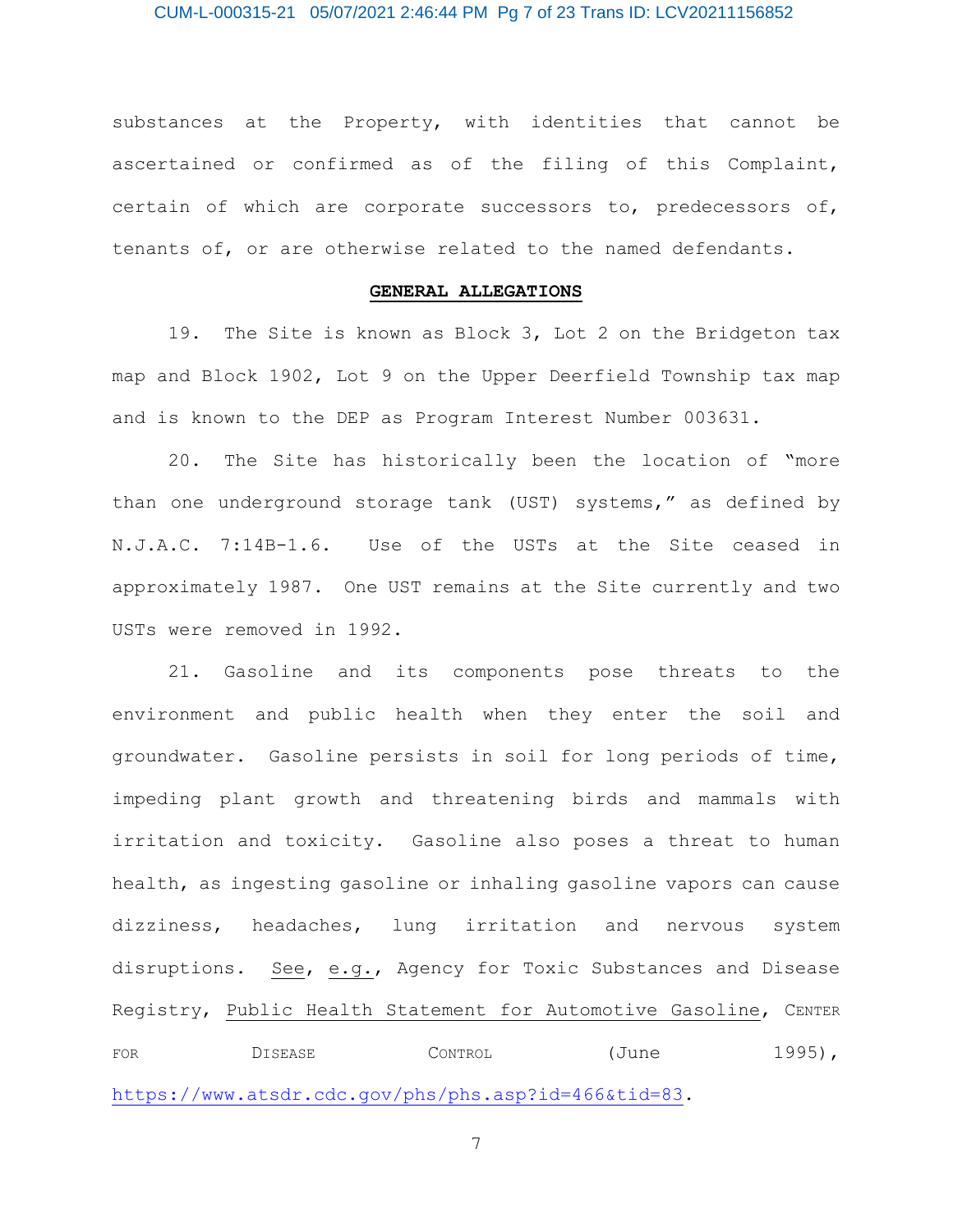substances at the Property, with identities that cannot be ascertained or confirmed as of the filing of this Complaint, certain of which are corporate successors to, predecessors of, tenants of, or are otherwise related to the named defendants.

**GENERAL ALLEGATIONS**

19. The Site is known as Block 3, Lot 2 on the Bridgeton tax map and Block 1902, Lot 9 on the Upper Deerfield Township tax map and is known to the DEP as Program Interest Number 003631.

20. The Site has historically been the location of "more than one underground storage tank (UST) systems," as defined by N.J.A.C. 7:14B-1.6. Use of the USTs at the Site ceased in approximately 1987. One UST remains at the Site currently and two USTs were removed in 1992.

21. Gasoline and its components pose threats to the environment and public health when they enter the soil and groundwater. Gasoline persists in soil for long periods of time, impeding plant growth and threatening birds and mammals with irritation and toxicity. Gasoline also poses a threat to human health, as ingesting gasoline or inhaling gasoline vapors can cause dizziness, headaches, lung irritation and nervous system disruptions. See, e.g., Agency for Toxic Substances and Disease Registry, Public Health Statement for Automotive Gasoline, CENTER FOR DISEASE CONTROL (June 1995), https://www.atsdr.cdc.gov/phs/phs.asp?id=466&tid=83.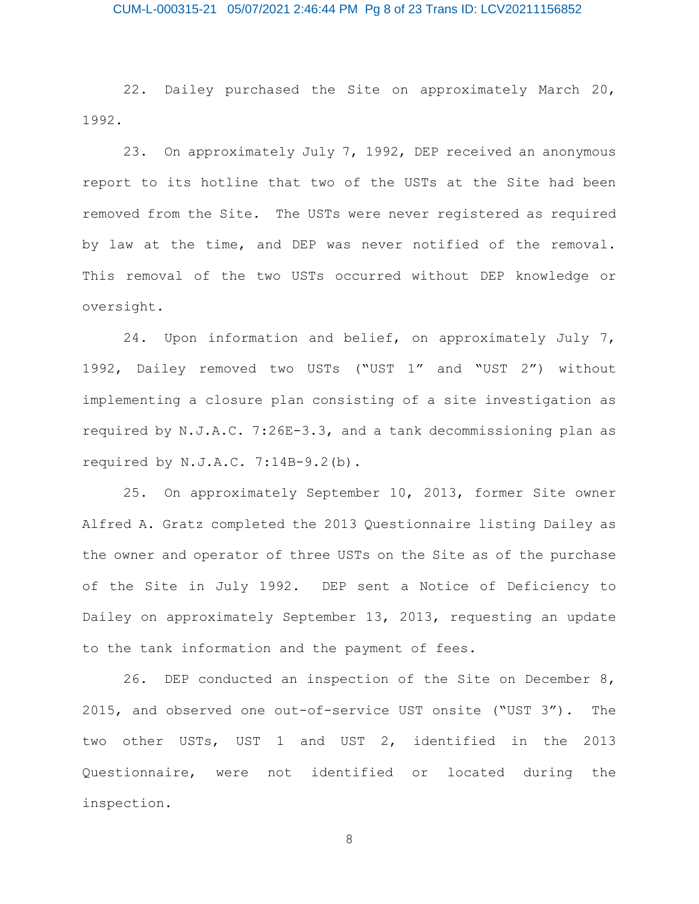22. Dailey purchased the Site on approximately March 20, 1992.

23. On approximately July 7, 1992, DEP received an anonymous report to its hotline that two of the USTs at the Site had been removed from the Site. The USTs were never registered as required by law at the time, and DEP was never notified of the removal. This removal of the two USTs occurred without DEP knowledge or oversight.

24. Upon information and belief, on approximately July 7, 1992, Dailey removed two USTs ("UST 1" and "UST 2") without implementing a closure plan consisting of a site investigation as required by N.J.A.C. 7:26E-3.3, and a tank decommissioning plan as required by N.J.A.C. 7:14B-9.2(b).

25. On approximately September 10, 2013, former Site owner Alfred A. Gratz completed the 2013 Questionnaire listing Dailey as the owner and operator of three USTs on the Site as of the purchase of the Site in July 1992. DEP sent a Notice of Deficiency to Dailey on approximately September 13, 2013, requesting an update to the tank information and the payment of fees.

26. DEP conducted an inspection of the Site on December 8, 2015, and observed one out-of-service UST onsite ("UST 3"). The two other USTs, UST 1 and UST 2, identified in the 2013 Questionnaire, were not identified or located during the inspection.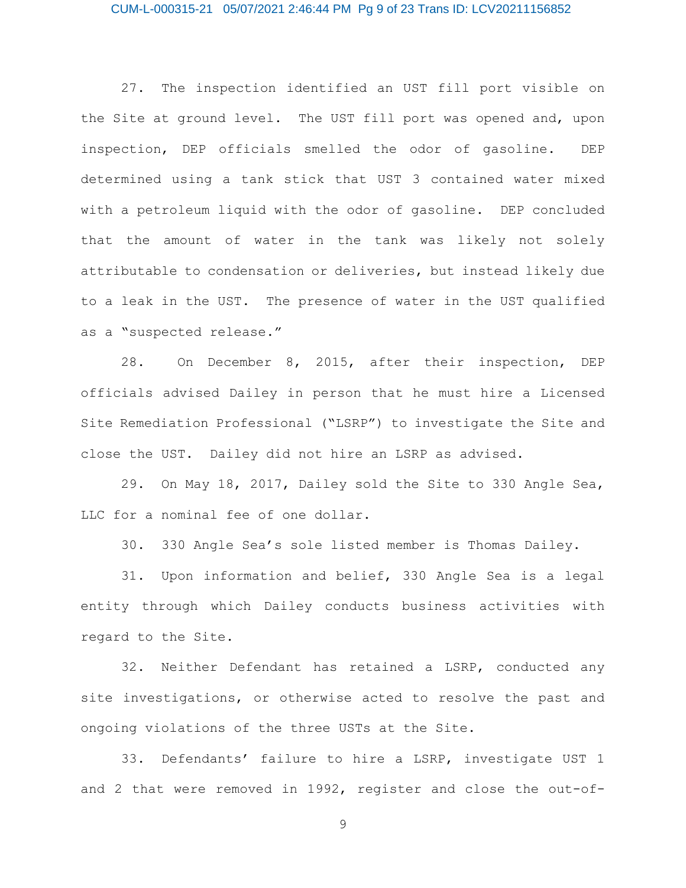27. The inspection identified an UST fill port visible on the Site at ground level. The UST fill port was opened and, upon inspection, DEP officials smelled the odor of gasoline. DEP determined using a tank stick that UST 3 contained water mixed with a petroleum liquid with the odor of gasoline. DEP concluded that the amount of water in the tank was likely not solely attributable to condensation or deliveries, but instead likely due to a leak in the UST. The presence of water in the UST qualified as a "suspected release."

28. On December 8, 2015, after their inspection, DEP officials advised Dailey in person that he must hire a Licensed Site Remediation Professional ("LSRP") to investigate the Site and close the UST. Dailey did not hire an LSRP as advised.

29. On May 18, 2017, Dailey sold the Site to 330 Angle Sea, LLC for a nominal fee of one dollar.

30. 330 Angle Sea's sole listed member is Thomas Dailey.

31. Upon information and belief, 330 Angle Sea is a legal entity through which Dailey conducts business activities with regard to the Site.

32. Neither Defendant has retained a LSRP, conducted any site investigations, or otherwise acted to resolve the past and ongoing violations of the three USTs at the Site.

33. Defendants' failure to hire a LSRP, investigate UST 1 and 2 that were removed in 1992, register and close the out-of-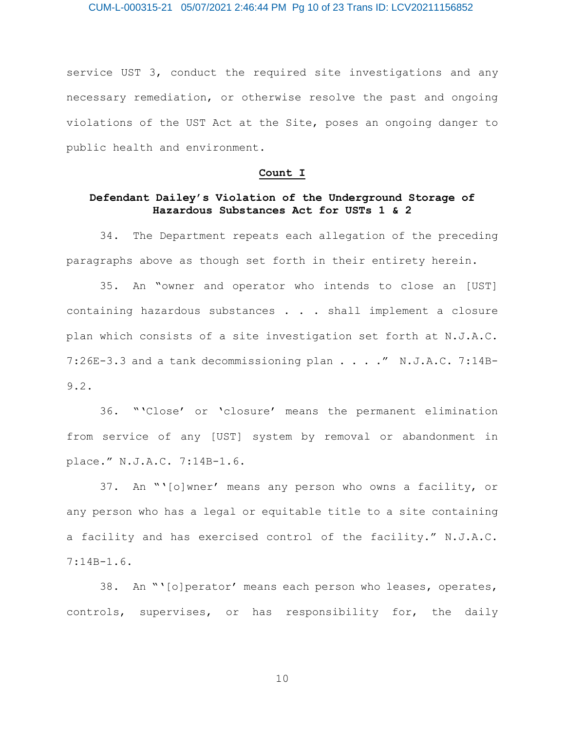service UST 3, conduct the required site investigations and any necessary remediation, or otherwise resolve the past and ongoing violations of the UST Act at the Site, poses an ongoing danger to public health and environment.

**Count I**

**Defendant Dailey's Violation of the Underground Storage of Hazardous Substances Act for USTs 1 & 2**

34. The Department repeats each allegation of the preceding paragraphs above as though set forth in their entirety herein.

35. An "owner and operator who intends to close an [UST] containing hazardous substances . . . shall implement a closure plan which consists of a site investigation set forth at N.J.A.C. 7:26E-3.3 and a tank decommissioning plan . . . ." N.J.A.C. 7:14B-9.2.

36. "'Close' or 'closure' means the permanent elimination from service of any [UST] system by removal or abandonment in place." N.J.A.C. 7:14B-1.6.

37. An "'[o]wner' means any person who owns a facility, or any person who has a legal or equitable title to a site containing a facility and has exercised control of the facility." N.J.A.C. 7:14B-1.6.

38. An "'[o]perator' means each person who leases, operates, controls, supervises, or has responsibility for, the daily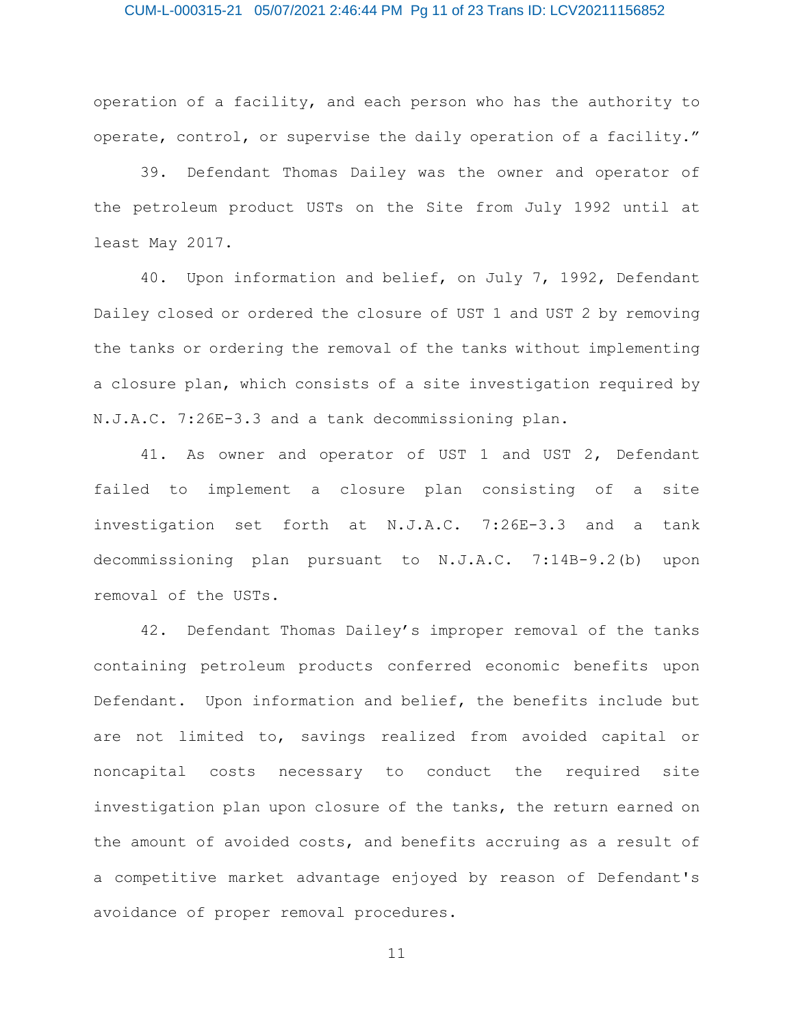operation of a facility, and each person who has the authority to operate, control, or supervise the daily operation of a facility."

39. Defendant Thomas Dailey was the owner and operator of the petroleum product USTs on the Site from July 1992 until at least May 2017.

40. Upon information and belief, on July 7, 1992, Defendant Dailey closed or ordered the closure of UST 1 and UST 2 by removing the tanks or ordering the removal of the tanks without implementing a closure plan, which consists of a site investigation required by N.J.A.C. 7:26E-3.3 and a tank decommissioning plan.

41. As owner and operator of UST 1 and UST 2, Defendant failed to implement a closure plan consisting of a site investigation set forth at N.J.A.C. 7:26E-3.3 and a tank decommissioning plan pursuant to N.J.A.C. 7:14B-9.2(b) upon removal of the USTs.

42. Defendant Thomas Dailey's improper removal of the tanks containing petroleum products conferred economic benefits upon Defendant. Upon information and belief, the benefits include but are not limited to, savings realized from avoided capital or noncapital costs necessary to conduct the required site investigation plan upon closure of the tanks, the return earned on the amount of avoided costs, and benefits accruing as a result of a competitive market advantage enjoyed by reason of Defendant's avoidance of proper removal procedures.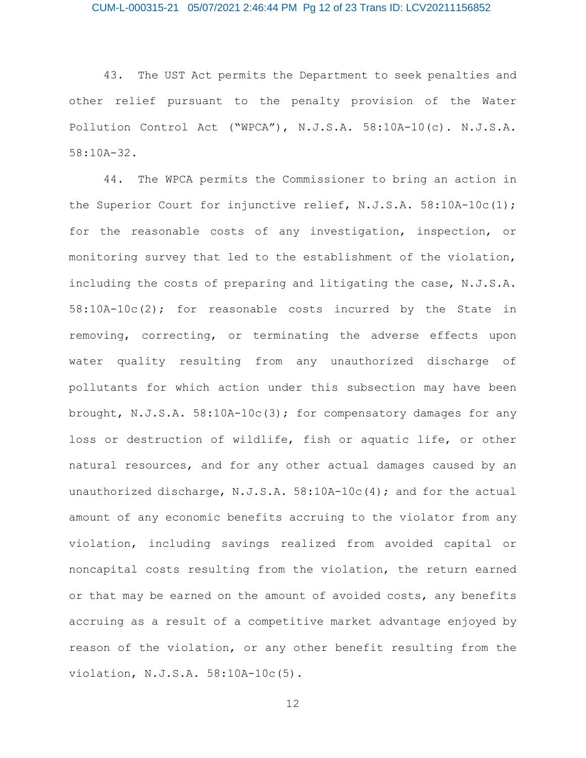43. The UST Act permits the Department to seek penalties and other relief pursuant to the penalty provision of the Water Pollution Control Act ("WPCA"), N.J.S.A. 58:10A-10(c). N.J.S.A. 58:10A-32.

44. The WPCA permits the Commissioner to bring an action in the Superior Court for injunctive relief, N.J.S.A. 58:10A-10c(1); for the reasonable costs of any investigation, inspection, or monitoring survey that led to the establishment of the violation, including the costs of preparing and litigating the case, N.J.S.A. 58:10A-10c(2); for reasonable costs incurred by the State in removing, correcting, or terminating the adverse effects upon water quality resulting from any unauthorized discharge of pollutants for which action under this subsection may have been brought, N.J.S.A. 58:10A-10c(3); for compensatory damages for any loss or destruction of wildlife, fish or aquatic life, or other natural resources, and for any other actual damages caused by an unauthorized discharge, N.J.S.A. 58:10A-10c(4); and for the actual amount of any economic benefits accruing to the violator from any violation, including savings realized from avoided capital or noncapital costs resulting from the violation, the return earned or that may be earned on the amount of avoided costs, any benefits accruing as a result of a competitive market advantage enjoyed by reason of the violation, or any other benefit resulting from the violation, N.J.S.A. 58:10A-10c(5).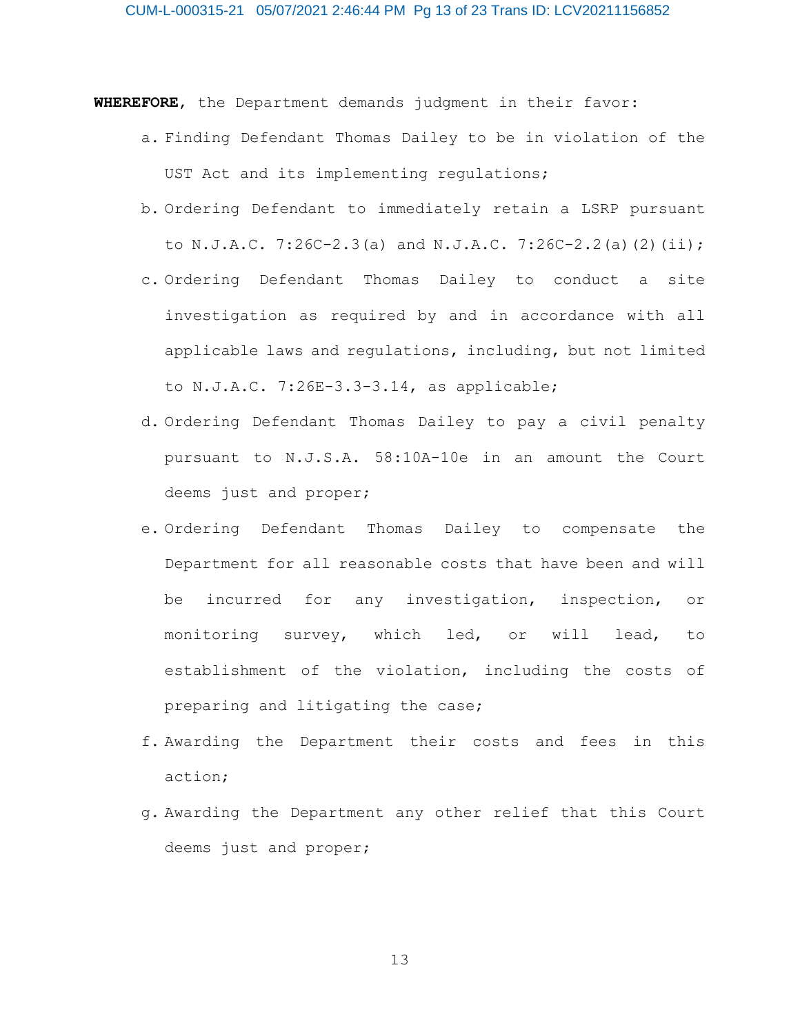**WHEREFORE**, the Department demands judgment in their favor:

a. Finding Defendant Thomas Dailey to be in violation of the UST Act and its implementing regulations;

b. Ordering Defendant to immediately retain a LSRP pursuant to N.J.A.C. 7:26C-2.3(a) and N.J.A.C. 7:26C-2.2(a)(2)(ii);

c. Ordering Defendant Thomas Dailey to conduct a site investigation as required by and in accordance with all applicable laws and regulations, including, but not limited to N.J.A.C. 7:26E-3.3-3.14, as applicable;

d. Ordering Defendant Thomas Dailey to pay a civil penalty pursuant to N.J.S.A. 58:10A-10e in an amount the Court deems just and proper;

e. Ordering Defendant Thomas Dailey to compensate the Department for all reasonable costs that have been and will be incurred for any investigation, inspection, or monitoring survey, which led, or will lead, to establishment of the violation, including the costs of preparing and litigating the case;

f. Awarding the Department their costs and fees in this action;

g. Awarding the Department any other relief that this Court deems just and proper;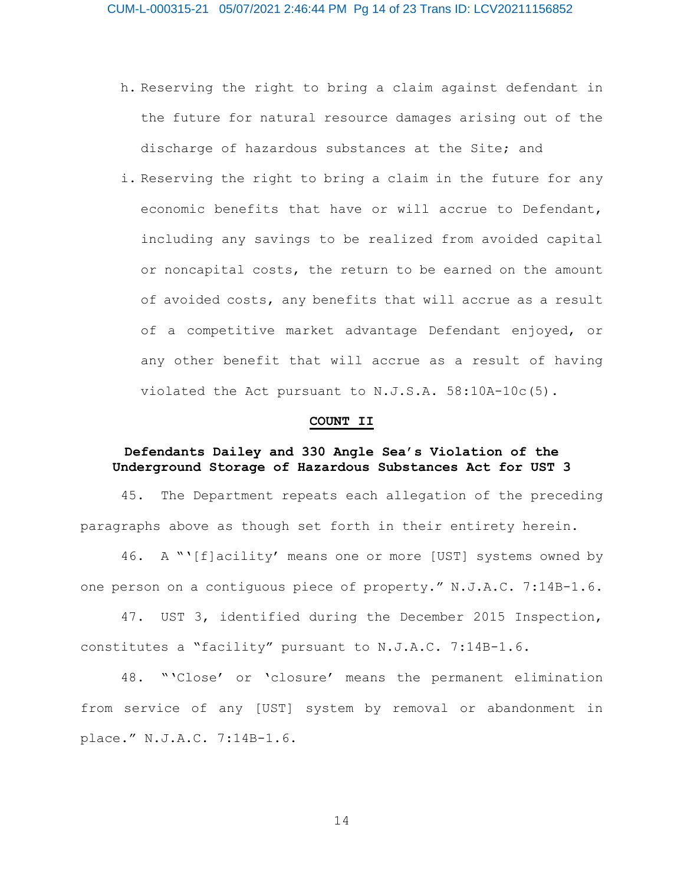h. Reserving the right to bring a claim against defendant in the future for natural resource damages arising out of the discharge of hazardous substances at the Site; and

i. Reserving the right to bring a claim in the future for any economic benefits that have or will accrue to Defendant, including any savings to be realized from avoided capital or noncapital costs, the return to be earned on the amount of avoided costs, any benefits that will accrue as a result of a competitive market advantage Defendant enjoyed, or any other benefit that will accrue as a result of having violated the Act pursuant to N.J.S.A. 58:10A-10c(5).

**COUNT II**

**Defendants Dailey and 330 Angle Sea's Violation of the Underground Storage of Hazardous Substances Act for UST 3**

45. The Department repeats each allegation of the preceding paragraphs above as though set forth in their entirety herein.

46. A "'[f]acility' means one or more [UST] systems owned by one person on a contiguous piece of property." N.J.A.C. 7:14B-1.6.

47. UST 3, identified during the December 2015 Inspection, constitutes a "facility" pursuant to N.J.A.C. 7:14B-1.6.

48. "'Close' or 'closure' means the permanent elimination from service of any [UST] system by removal or abandonment in place." N.J.A.C. 7:14B-1.6.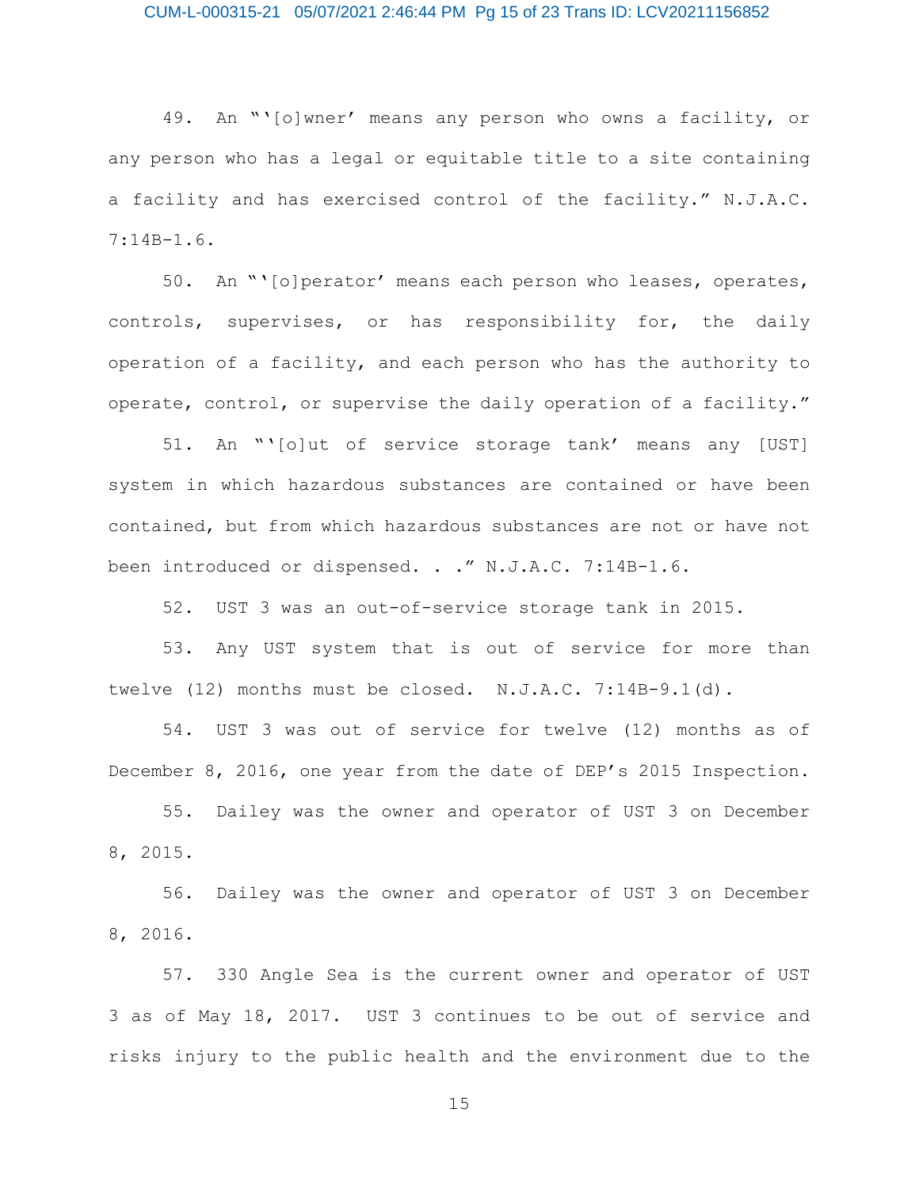49. An "'[o]wner' means any person who owns a facility, or any person who has a legal or equitable title to a site containing a facility and has exercised control of the facility." N.J.A.C. 7:14B-1.6.

50. An "'[o]perator' means each person who leases, operates, controls, supervises, or has responsibility for, the daily operation of a facility, and each person who has the authority to operate, control, or supervise the daily operation of a facility."

51. An "'[o]ut of service storage tank' means any [UST] system in which hazardous substances are contained or have been contained, but from which hazardous substances are not or have not been introduced or dispensed. . ." N.J.A.C. 7:14B-1.6.

52. UST 3 was an out-of-service storage tank in 2015.

53. Any UST system that is out of service for more than twelve (12) months must be closed. N.J.A.C. 7:14B-9.1(d).

54. UST 3 was out of service for twelve (12) months as of December 8, 2016, one year from the date of DEP's 2015 Inspection.

55. Dailey was the owner and operator of UST 3 on December 8, 2015.

56. Dailey was the owner and operator of UST 3 on December 8, 2016.

57. 330 Angle Sea is the current owner and operator of UST 3 as of May 18, 2017. UST 3 continues to be out of service and risks injury to the public health and the environment due to the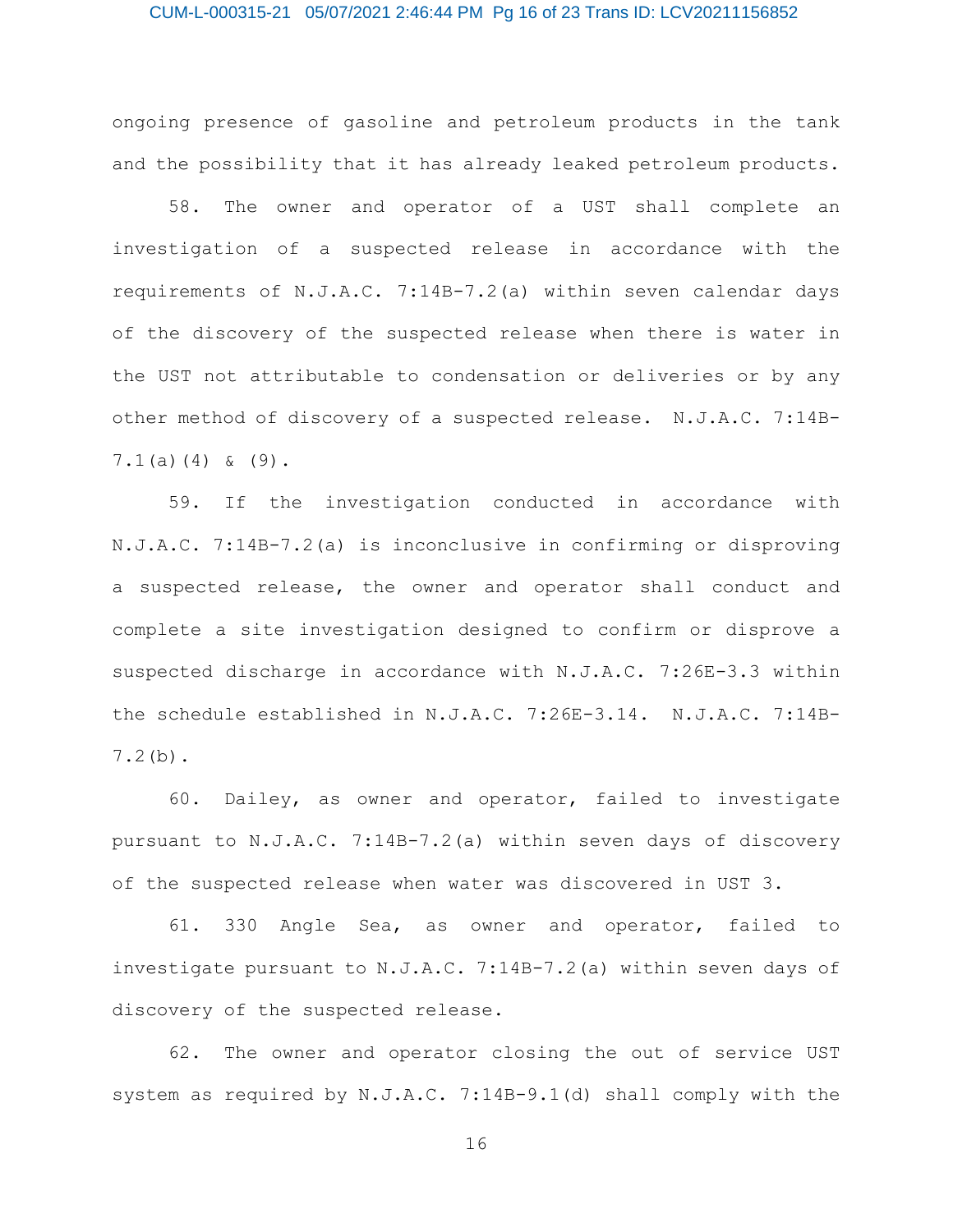ongoing presence of gasoline and petroleum products in the tank and the possibility that it has already leaked petroleum products.

58. The owner and operator of a UST shall complete an investigation of a suspected release in accordance with the requirements of N.J.A.C. 7:14B-7.2(a) within seven calendar days of the discovery of the suspected release when there is water in the UST not attributable to condensation or deliveries or by any other method of discovery of a suspected release. N.J.A.C. 7:14B-7.1(a)(4) & (9).

59. If the investigation conducted in accordance with N.J.A.C. 7:14B-7.2(a) is inconclusive in confirming or disproving a suspected release, the owner and operator shall conduct and complete a site investigation designed to confirm or disprove a suspected discharge in accordance with N.J.A.C. 7:26E-3.3 within the schedule established in N.J.A.C. 7:26E-3.14. N.J.A.C. 7:14B-7.2(b).

60. Dailey, as owner and operator, failed to investigate pursuant to N.J.A.C. 7:14B-7.2(a) within seven days of discovery of the suspected release when water was discovered in UST 3.

61. 330 Angle Sea, as owner and operator, failed to investigate pursuant to N.J.A.C. 7:14B-7.2(a) within seven days of discovery of the suspected release.

62. The owner and operator closing the out of service UST system as required by N.J.A.C. 7:14B-9.1(d) shall comply with the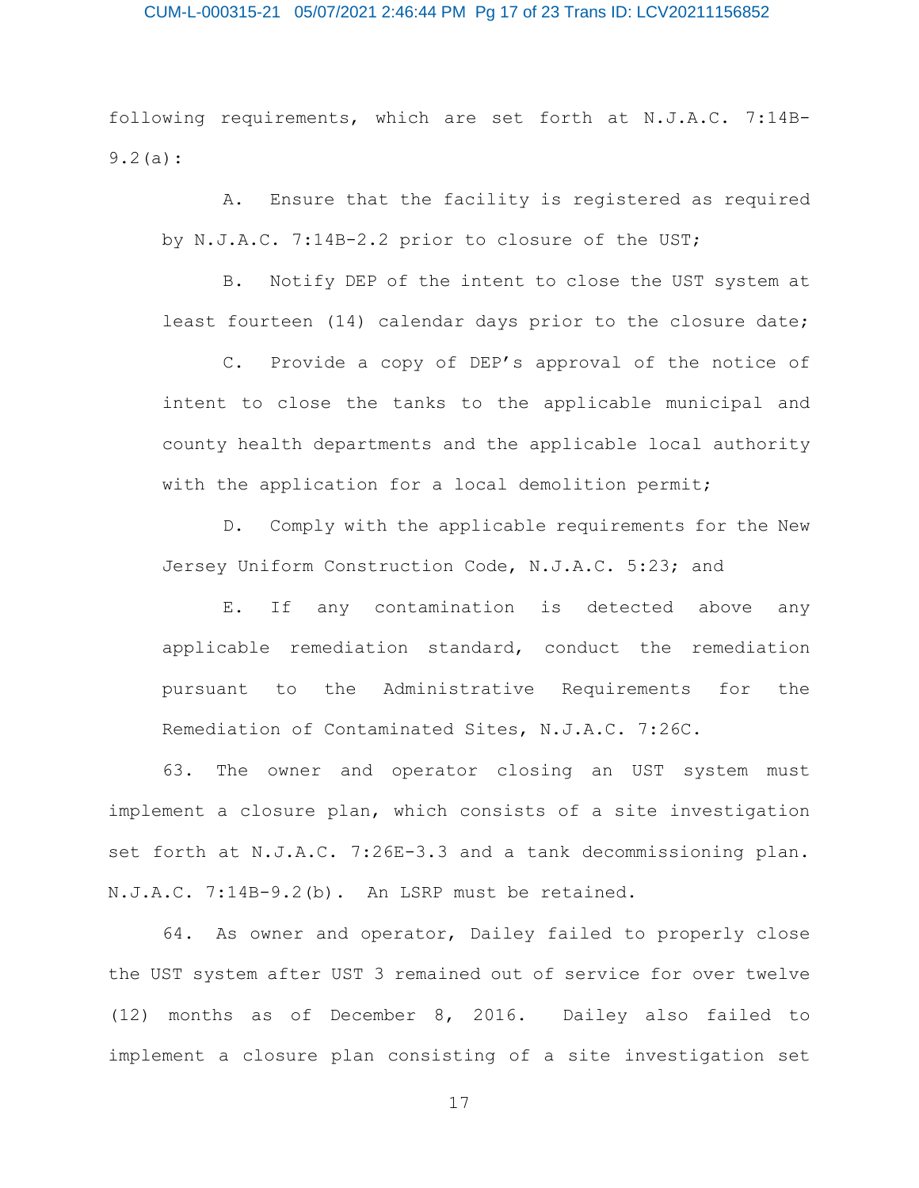following requirements, which are set forth at N.J.A.C. 7:14B-9.2(a):

A. Ensure that the facility is registered as required by N.J.A.C. 7:14B-2.2 prior to closure of the UST;

B. Notify DEP of the intent to close the UST system at least fourteen (14) calendar days prior to the closure date;

C. Provide a copy of DEP's approval of the notice of intent to close the tanks to the applicable municipal and county health departments and the applicable local authority with the application for a local demolition permit;

D. Comply with the applicable requirements for the New Jersey Uniform Construction Code, N.J.A.C. 5:23; and

E. If any contamination is detected above any applicable remediation standard, conduct the remediation pursuant to the Administrative Requirements for the Remediation of Contaminated Sites, N.J.A.C. 7:26C.

63. The owner and operator closing an UST system must implement a closure plan, which consists of a site investigation set forth at N.J.A.C. 7:26E-3.3 and a tank decommissioning plan. N.J.A.C. 7:14B-9.2(b). An LSRP must be retained.

64. As owner and operator, Dailey failed to properly close the UST system after UST 3 remained out of service for over twelve (12) months as of December 8, 2016. Dailey also failed to implement a closure plan consisting of a site investigation set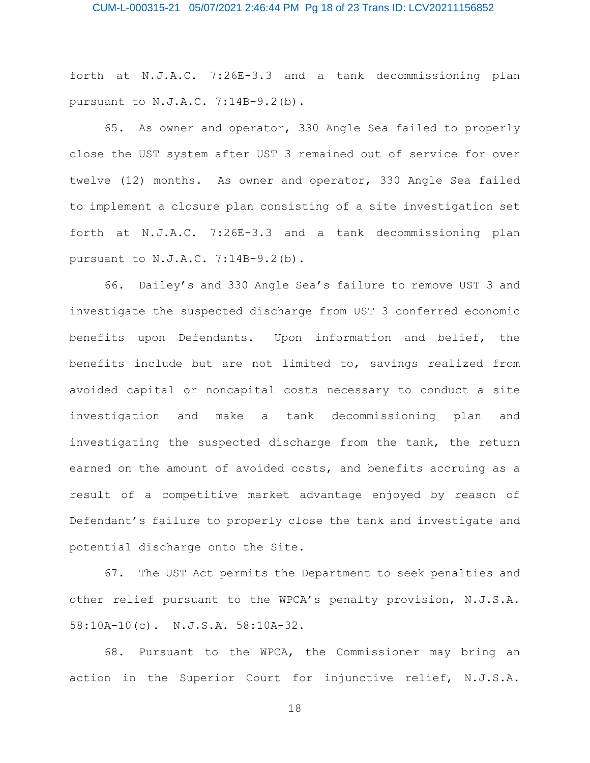forth at N.J.A.C. 7:26E-3.3 and a tank decommissioning plan pursuant to N.J.A.C. 7:14B-9.2(b).

65. As owner and operator, 330 Angle Sea failed to properly close the UST system after UST 3 remained out of service for over twelve (12) months. As owner and operator, 330 Angle Sea failed to implement a closure plan consisting of a site investigation set forth at N.J.A.C. 7:26E-3.3 and a tank decommissioning plan pursuant to N.J.A.C. 7:14B-9.2(b).

66. Dailey's and 330 Angle Sea's failure to remove UST 3 and investigate the suspected discharge from UST 3 conferred economic benefits upon Defendants. Upon information and belief, the benefits include but are not limited to, savings realized from avoided capital or noncapital costs necessary to conduct a site investigation and make a tank decommissioning plan and investigating the suspected discharge from the tank, the return earned on the amount of avoided costs, and benefits accruing as a result of a competitive market advantage enjoyed by reason of Defendant's failure to properly close the tank and investigate and potential discharge onto the Site.

67. The UST Act permits the Department to seek penalties and other relief pursuant to the WPCA's penalty provision, N.J.S.A. 58:10A-10(c). N.J.S.A. 58:10A-32.

68. Pursuant to the WPCA, the Commissioner may bring an action in the Superior Court for injunctive relief, N.J.S.A.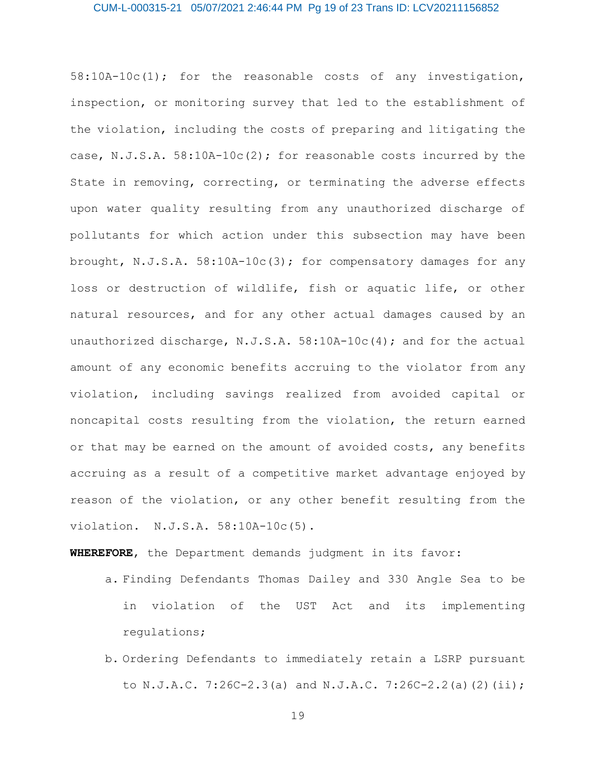58:10A-10c(1); for the reasonable costs of any investigation, inspection, or monitoring survey that led to the establishment of the violation, including the costs of preparing and litigating the case, N.J.S.A. 58:10A-10c(2); for reasonable costs incurred by the State in removing, correcting, or terminating the adverse effects upon water quality resulting from any unauthorized discharge of pollutants for which action under this subsection may have been brought, N.J.S.A. 58:10A-10c(3); for compensatory damages for any loss or destruction of wildlife, fish or aquatic life, or other natural resources, and for any other actual damages caused by an unauthorized discharge, N.J.S.A. 58:10A-10c(4); and for the actual amount of any economic benefits accruing to the violator from any violation, including savings realized from avoided capital or noncapital costs resulting from the violation, the return earned or that may be earned on the amount of avoided costs, any benefits accruing as a result of a competitive market advantage enjoyed by reason of the violation, or any other benefit resulting from the violation. N.J.S.A. 58:10A-10c(5).

**WHEREFORE**, the Department demands judgment in its favor:

a. Finding Defendants Thomas Dailey and 330 Angle Sea to be in violation of the UST Act and its implementing regulations;

b. Ordering Defendants to immediately retain a LSRP pursuant to N.J.A.C. 7:26C-2.3(a) and N.J.A.C. 7:26C-2.2(a)(2)(ii);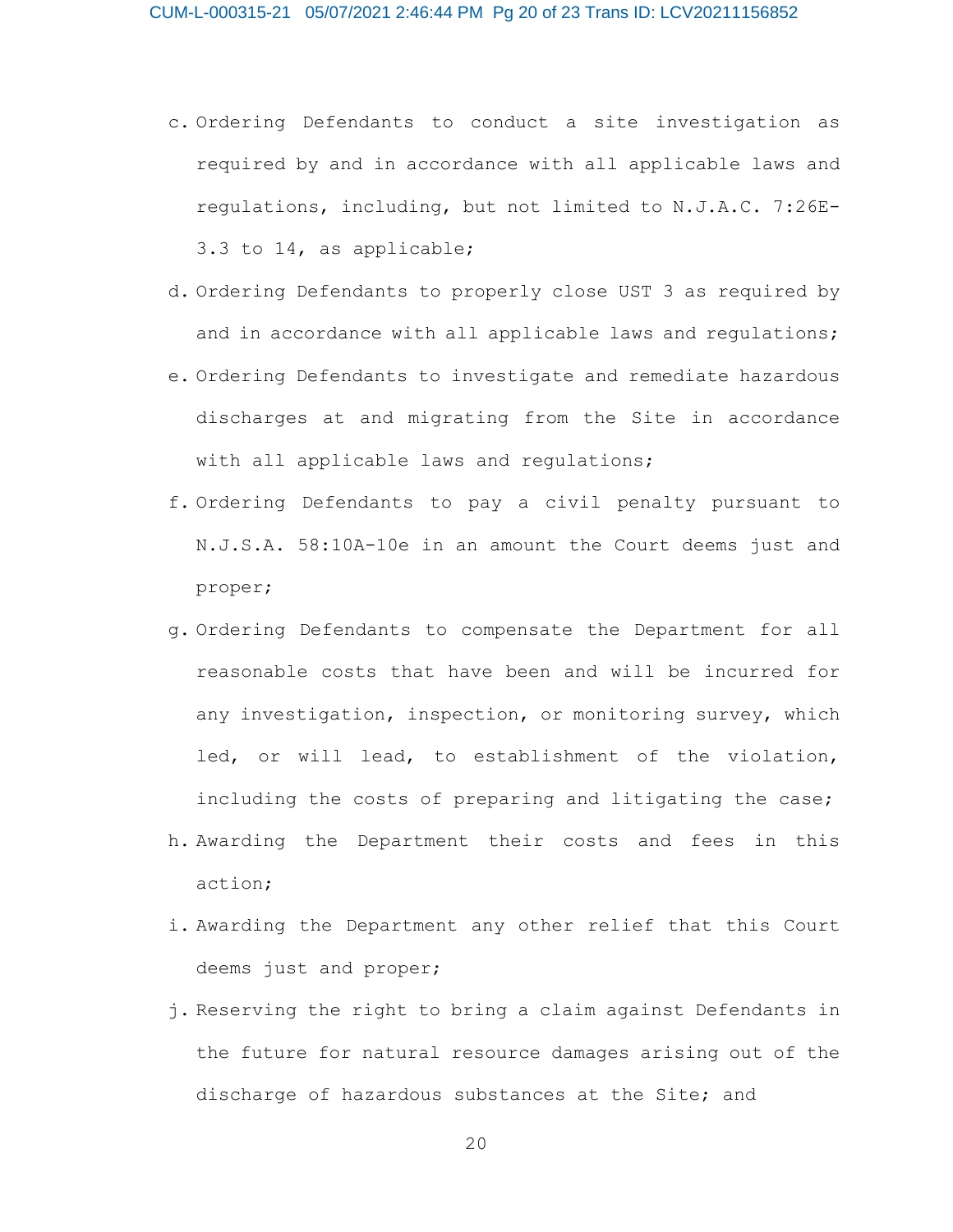c. Ordering Defendants to conduct a site investigation as required by and in accordance with all applicable laws and regulations, including, but not limited to N.J.A.C. 7:26E-3.3 to 14, as applicable;

d. Ordering Defendants to properly close UST 3 as required by and in accordance with all applicable laws and regulations;

e. Ordering Defendants to investigate and remediate hazardous discharges at and migrating from the Site in accordance with all applicable laws and regulations;

f. Ordering Defendants to pay a civil penalty pursuant to N.J.S.A. 58:10A-10e in an amount the Court deems just and proper;

g. Ordering Defendants to compensate the Department for all reasonable costs that have been and will be incurred for any investigation, inspection, or monitoring survey, which led, or will lead, to establishment of the violation, including the costs of preparing and litigating the case;

h. Awarding the Department their costs and fees in this action;

i. Awarding the Department any other relief that this Court deems just and proper;

j. Reserving the right to bring a claim against Defendants in the future for natural resource damages arising out of the discharge of hazardous substances at the Site; and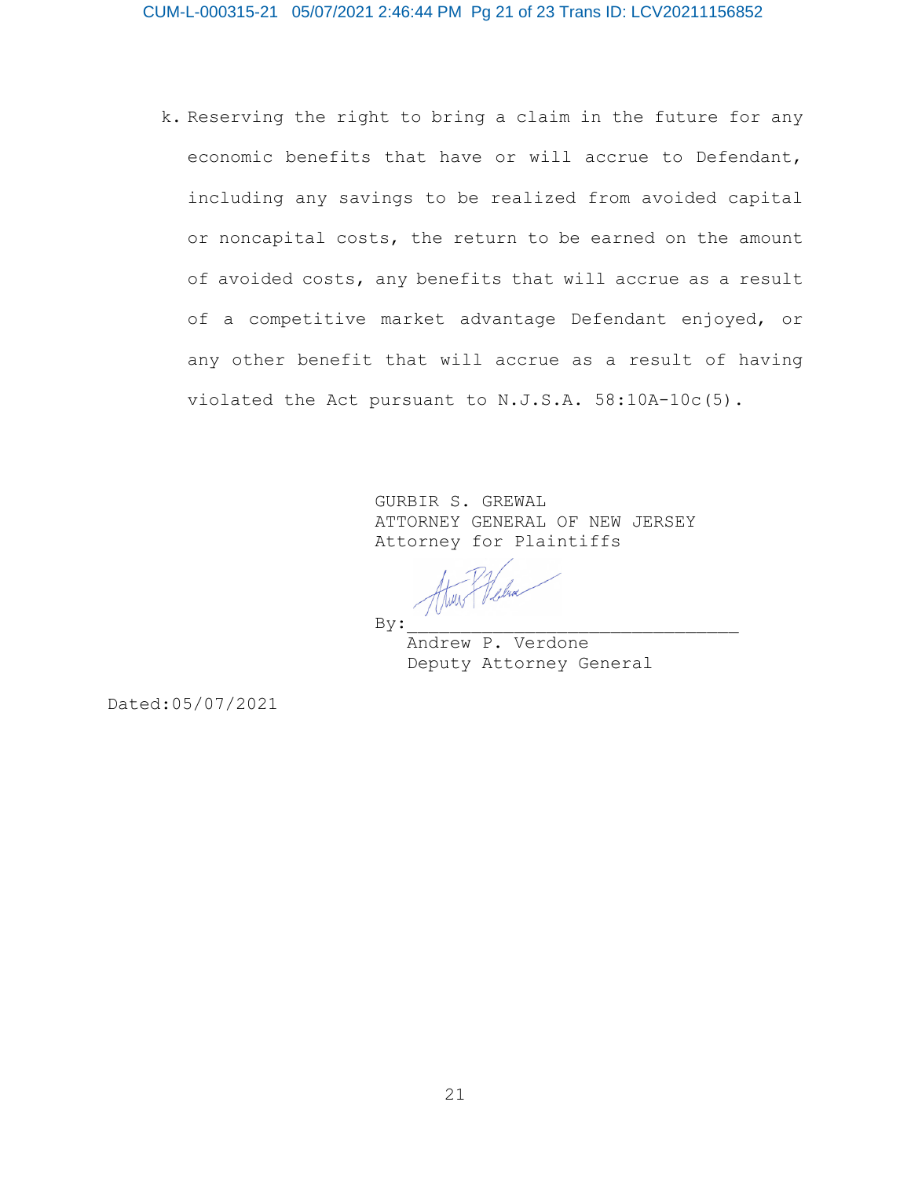k. Reserving the right to bring a claim in the future for any economic benefits that have or will accrue to Defendant, including any savings to be realized from avoided capital or noncapital costs, the return to be earned on the amount of avoided costs, any benefits that will accrue as a result of a competitive market advantage Defendant enjoyed, or any other benefit that will accrue as a result of having violated the Act pursuant to N.J.S.A. 58:10A-10c(5).

GURBIR S. GREWAL
ATTORNEY GENERAL OF NEW JERSEY
Attorney for Plaintiffs

By:______________________________
Andrew P. Verdone
Deputy Attorney General

Dated:05/07/2021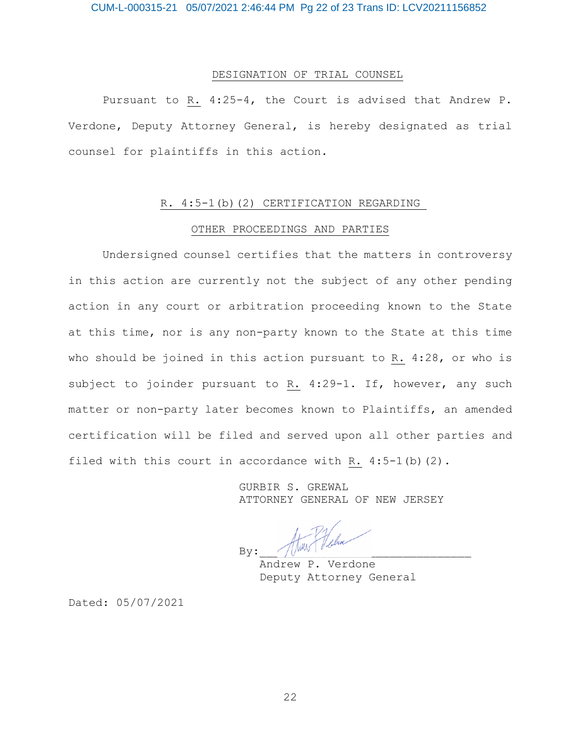## DESIGNATION OF TRIAL COUNSEL

Pursuant to R. 4:25-4, the Court is advised that Andrew P. Verdone, Deputy Attorney General, is hereby designated as trial counsel for plaintiffs in this action.

## R. 4:5-1(b)(2) CERTIFICATION REGARDING OTHER PROCEEDINGS AND PARTIES

Undersigned counsel certifies that the matters in controversy in this action are currently not the subject of any other pending action in any court or arbitration proceeding known to the State at this time, nor is any non-party known to the State at this time who should be joined in this action pursuant to R. 4:28, or who is subject to joinder pursuant to R. 4:29-1. If, however, any such matter or non-party later becomes known to Plaintiffs, an amended certification will be filed and served upon all other parties and filed with this court in accordance with R. 4:5-1(b)(2).

GURBIR S. GREWAL
ATTORNEY GENERAL OF NEW JERSEY

By: _______________________________
Andrew P. Verdone
Deputy Attorney General

Dated: 05/07/2021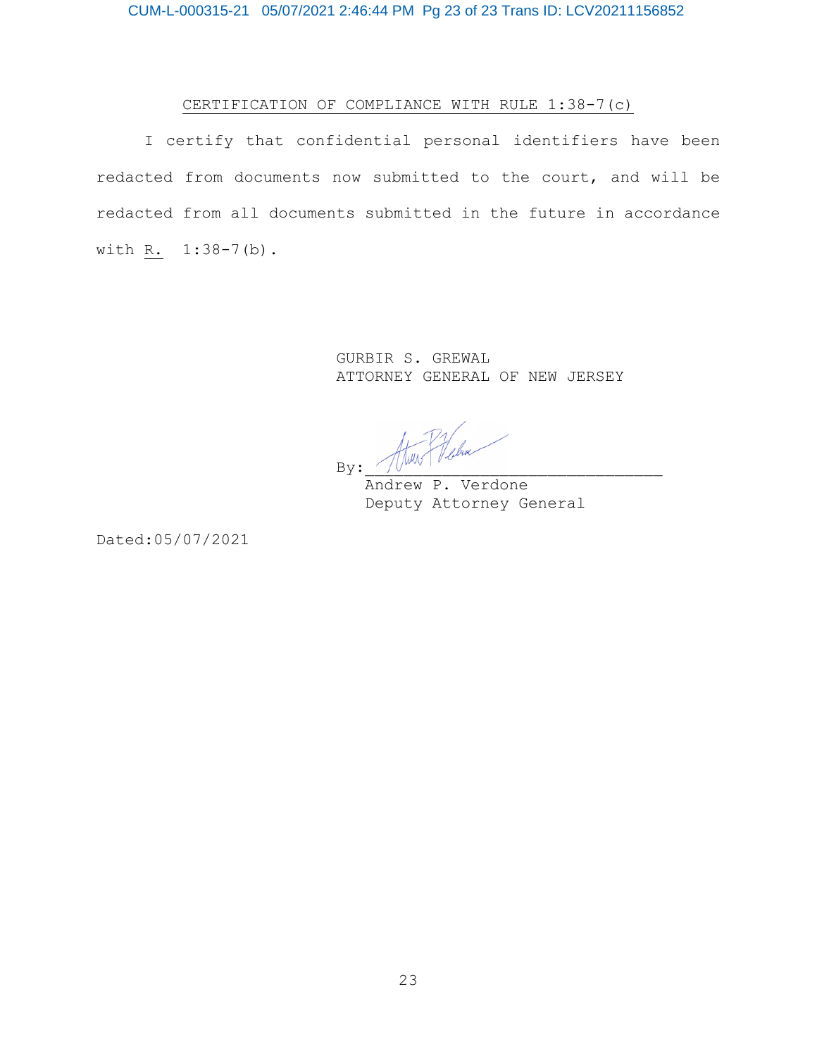## CERTIFICATION OF COMPLIANCE WITH RULE 1:38-7(c)

I certify that confidential personal identifiers have been redacted from documents now submitted to the court, and will be redacted from all documents submitted in the future in accordance with R. 1:38-7(b).

GURBIR S. GREWAL
ATTORNEY GENERAL OF NEW JERSEY

By:\_\_\_\_\_\_\_\_\_\_\_\_\_\_\_\_\_\_\_\_\_\_\_\_\_\_\_\_\_\_
Andrew P. Verdone
Deputy Attorney General

Dated:05/07/2021